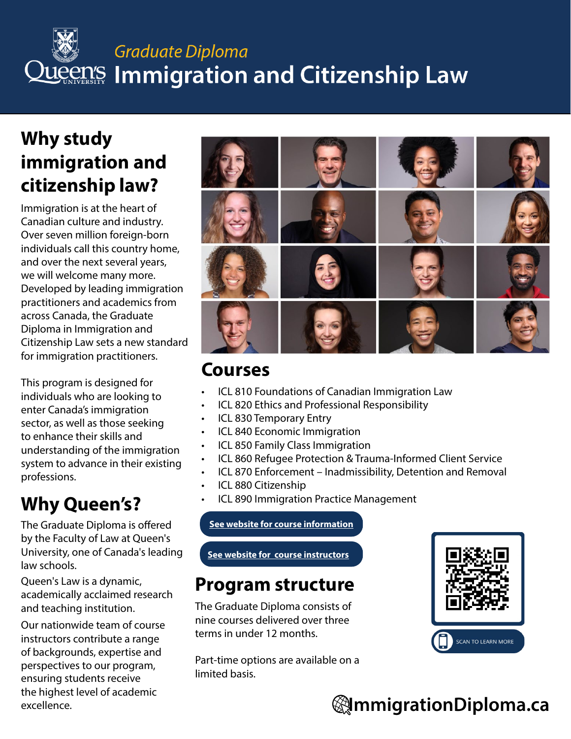*Graduate Diploma*

# Immigration and Citizenship Law

## Why study immigration and citizenship law?

Immigration is at the heart of Canadian culture and industry. Over seven million foreign-born individuals call this country home, and over the next several years, we will welcome many more. Developed by leading immigration practitioners and academics from across Canada, the Graduate Diploma in Immigration and Citizenship Law sets a new standard for immigration practitioners.

This program is designed for individuals who are looking to enter Canada's immigration sector, as well as those seeking to enhance their skills and understanding of the immigration system to advance in their existing professions.

## Why Queen's?

The Graduate Diploma is offered by the Faculty of Law at Queen's University, one of Canada's leading law schools.

Queen's Law is a dynamic, academically acclaimed research and teaching institution.

Our nationwide team of course instructors contribute a range of backgrounds, expertise and perspectives to our program, ensuring students receive the highest level of academic excellence.

## Courses

- ICL 810 Foundations of Canadian Immigration Law
- ICL 820 Ethics and Professional Responsibility
- ICL 830 Temporary Entry
- ICL 840 Economic Immigration
- ICL 850 Family Class Immigration
- ICL 860 Refugee Protection & Trauma-Informed Client Service
- ICL 870 Enforcement – Inadmissibility, Detention and Removal
- ICL 880 Citizenship
- ICL 890 Immigration Practice Management

**See website for course information**

**See website for course instructors**

## Program structure

The Graduate Diploma consists of nine courses delivered over three terms in under 12 months.

Part-time options are available on a limited basis.

SCAN TO LEARN MORE

ImmigrationDiploma.ca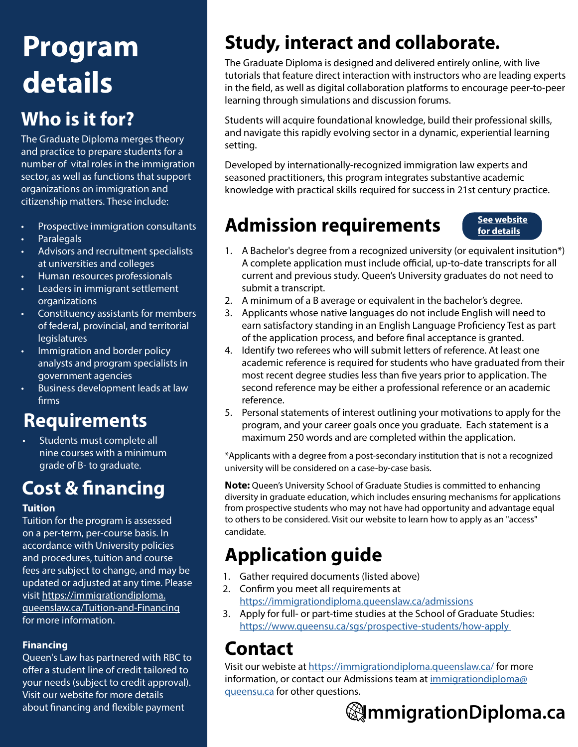# Program details

## Who is it for?

The Graduate Diploma merges theory and practice to prepare students for a number of vital roles in the immigration sector, as well as functions that support organizations on immigration and citizenship matters. These include:

- Prospective immigration consultants
- Paralegals
- Advisors and recruitment specialists at universities and colleges
- Human resources professionals
- Leaders in immigrant settlement organizations
- Constituency assistants for members of federal, provincial, and territorial legislatures
- Immigration and border policy analysts and program specialists in government agencies
- Business development leads at law firms

## Requirements

- Students must complete all nine courses with a minimum grade of B- to graduate.

## Cost & financing

**Tuition**

Tuition for the program is assessed on a per-term, per-course basis. In accordance with University policies and procedures, tuition and course fees are subject to change, and may be updated or adjusted at any time. Please visit https://immigrationdiploma.queenslaw.ca/Tuition-and-Financing for more information.

**Financing**

Queen's Law has partnered with RBC to offer a student line of credit tailored to your needs (subject to credit approval). Visit our website for more details about financing and flexible payment

## Study, interact and collaborate.

The Graduate Diploma is designed and delivered entirely online, with live tutorials that feature direct interaction with instructors who are leading experts in the field, as well as digital collaboration platforms to encourage peer-to-peer learning through simulations and discussion forums.

Students will acquire foundational knowledge, build their professional skills, and navigate this rapidly evolving sector in a dynamic, experiential learning setting.

Developed by internationally-recognized immigration law experts and seasoned practitioners, this program integrates substantive academic knowledge with practical skills required for success in 21st century practice.

## Admission requirements

**See website for details**

1. A Bachelor's degree from a recognized university (or equivalent insitution*) A complete application must include official, up-to-date transcripts for all current and previous study. Queen's University graduates do not need to submit a transcript.
2. A minimum of a B average or equivalent in the bachelor's degree.
3. Applicants whose native languages do not include English will need to earn satisfactory standing in an English Language Proficiency Test as part of the application process, and before final acceptance is granted.
4. Identify two referees who will submit letters of reference. At least one academic reference is required for students who have graduated from their most recent degree studies less than five years prior to application. The second reference may be either a professional reference or an academic reference.
5. Personal statements of interest outlining your motivations to apply for the program, and your career goals once you graduate. Each statement is a maximum 250 words and are completed within the application.

*Applicants with a degree from a post-secondary institution that is not a recognized university will be considered on a case-by-case basis.

**Note:** Queen's University School of Graduate Studies is committed to enhancing diversity in graduate education, which includes ensuring mechanisms for applications from prospective students who may not have had opportunity and advantage equal to others to be considered. Visit our website to learn how to apply as an "access" candidate.

## Application guide

1. Gather required documents (listed above)
2. Confirm you meet all requirements at https://immigrationdiploma.queenslaw.ca/admissions
3. Apply for full- or part-time studies at the School of Graduate Studies: https://www.queensu.ca/sgs/prospective-students/how-apply

## Contact

Visit our webiste at https://immigrationdiploma.queenslaw.ca/ for more information, or contact our Admissions team at immigrationdiploma@queensu.ca for other questions.

ImmigrationDiploma.ca